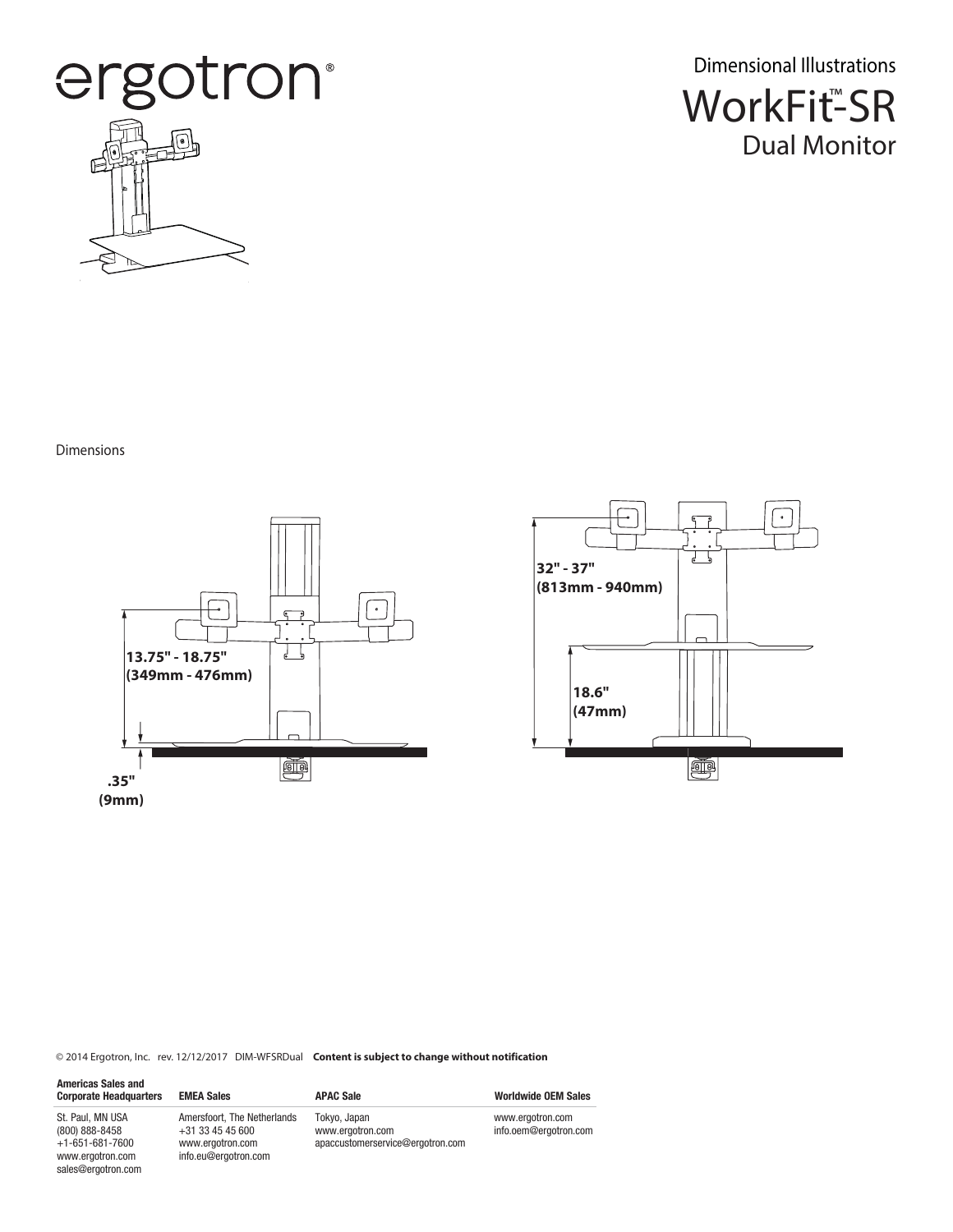ergotron®

# Dimensional Illustrations
# WorkFit™-SR
## Dual Monitor

Dimensions

13.75" - 18.75"
(349mm - 476mm)

.35"
(9mm)

32" - 37"
(813mm - 940mm)

18.6"
(47mm)

© 2014 Ergotron, Inc. rev. 12/12/2017 DIM-WFSRDual **Content is subject to change without notification**

| Americas Sales and Corporate Headquarters | EMEA Sales | APAC Sale | Worldwide OEM Sales |
|---|---|---|---|
| St. Paul, MN USA<br>(800) 888-8458<br>+1-651-681-7600<br>www.ergotron.com<br>sales@ergotron.com | Amersfoort, The Netherlands<br>+31 33 45 45 600<br>www.ergotron.com<br>info.eu@ergotron.com | Tokyo, Japan<br>www.ergotron.com<br>apaccustomerservice@ergotron.com | www.ergotron.com<br>info.oem@ergotron.com |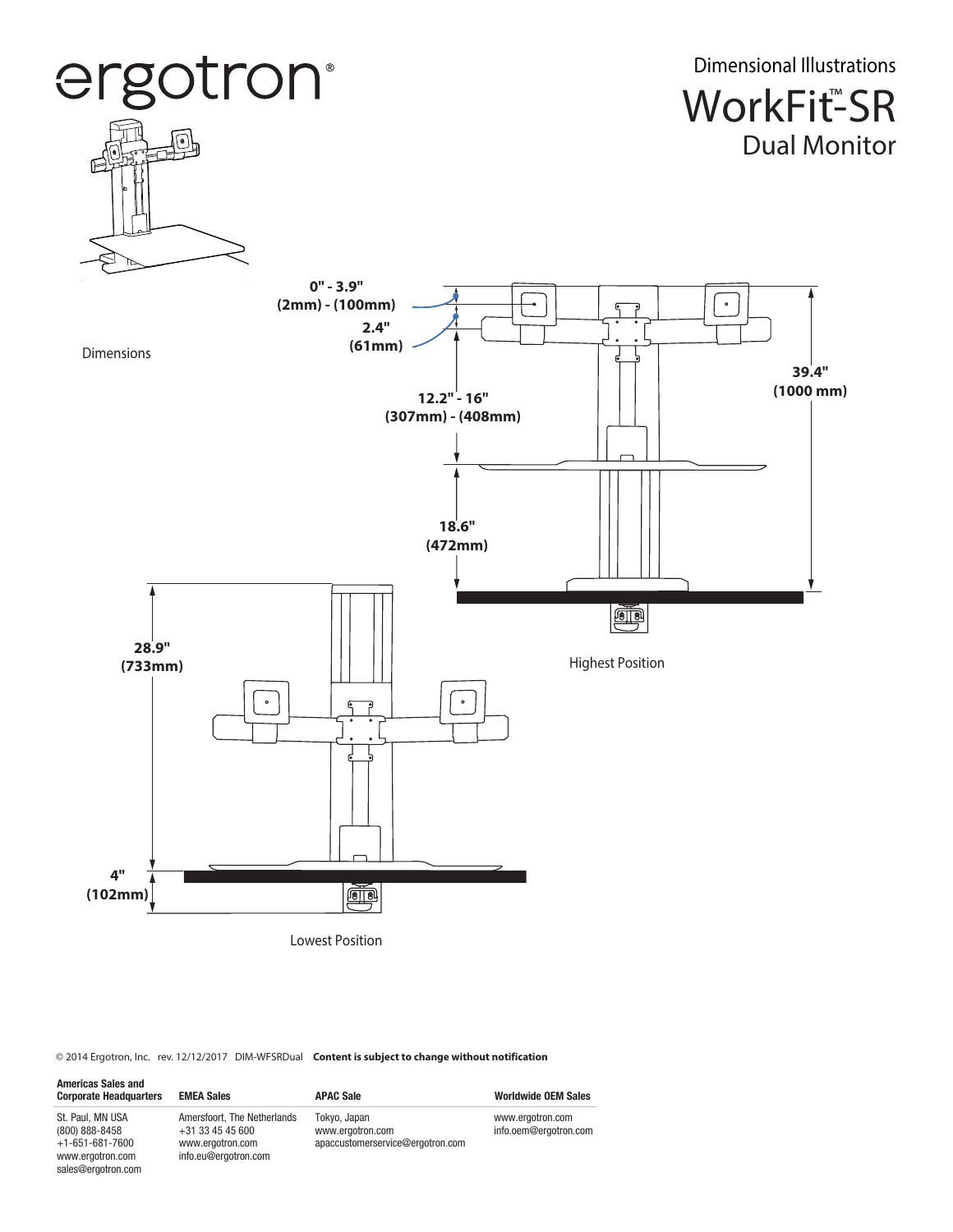ergotron®

# Dimensional Illustrations

# WorkFit™-SR

## Dual Monitor

Dimensions

0" - 3.9"
(2mm) - (100mm)

2.4"
(61mm)

12.2" - 16"
(307mm) - (408mm)

39.4"
(1000 mm)

18.6"
(472mm)

Highest Position

28.9"
(733mm)

4"
(102mm)

Lowest Position

© 2014 Ergotron, Inc. rev. 12/12/2017 DIM-WFSRDual **Content is subject to change without notification**

| Americas Sales and Corporate Headquarters | EMEA Sales | APAC Sale | Worldwide OEM Sales |
|---|---|---|---|
| St. Paul, MN USA<br>(800) 888-8458<br>+1-651-681-7600<br>www.ergotron.com<br>sales@ergotron.com | Amersfoort, The Netherlands<br>+31 33 45 45 600<br>www.ergotron.com<br>info.eu@ergotron.com | Tokyo, Japan<br>www.ergotron.com<br>apaccustomerservice@ergotron.com | www.ergotron.com<br>info.oem@ergotron.com |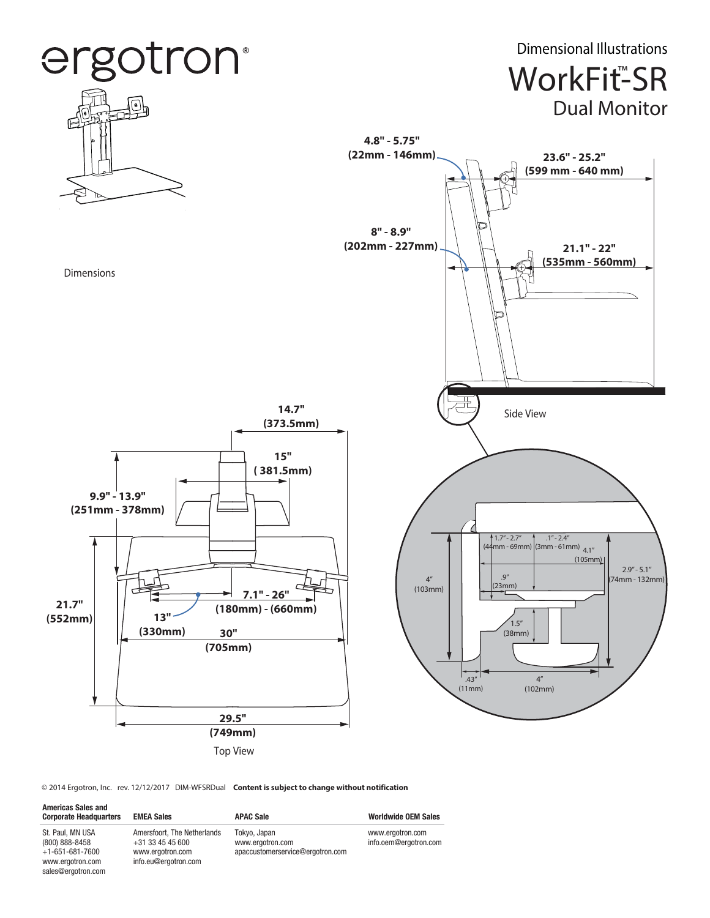# ergotron®

## Dimensional Illustrations

# WorkFit™-SR

## Dual Monitor

Dimensions

4.8" - 5.75"
(22mm - 146mm)

23.6" - 25.2"
(599 mm - 640 mm)

8" - 8.9"
(202mm - 227mm)

21.1" - 22"
(535mm - 560mm)

Side View

14.7"
(373.5mm)

15"
( 381.5mm)

9.9" - 13.9"
(251mm - 378mm)

21.7"
(552mm)

7.1" - 26"
(180mm) - (660mm)

13"
(330mm)

30"
(705mm)

29.5"
(749mm)

Top View

1.7" - 2.7"
(44mm - 69mm)

.1" - 2.4"
(3mm - 61mm)

4.1"
(105mm)

.9"
(23mm)

4"
(103mm)

2.9" - 5.1"
(74mm - 132mm)

1.5"
(38mm)

.43"
(11mm)

4"
(102mm)

© 2014 Ergotron, Inc. rev. 12/12/2017 DIM-WFSRDual **Content is subject to change without notification**

| Americas Sales and Corporate Headquarters | EMEA Sales | APAC Sale | Worldwide OEM Sales |
|---|---|---|---|
| St. Paul, MN USA<br>(800) 888-8458<br>+1-651-681-7600<br>www.ergotron.com<br>sales@ergotron.com | Amersfoort, The Netherlands<br>+31 33 45 45 600<br>www.ergotron.com<br>info.eu@ergotron.com | Tokyo, Japan<br>www.ergotron.com<br>apaccustomerservice@ergotron.com | www.ergotron.com<br>info.oem@ergotron.com |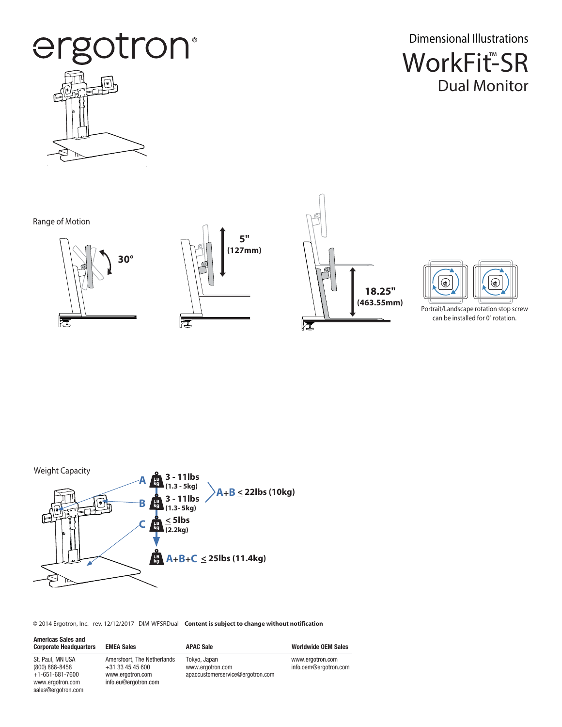# ergotron®

Dimensional Illustrations

# WorkFit™-SR

## Dual Monitor

### Range of Motion

30°

5"
(127mm)

18.25"
(463.55mm)

Portrait/Landscape rotation stop screw can be installed for 0˚ rotation.

### Weight Capacity

A — 3 - 11lbs (1.3 - 5kg)

B — 3 - 11lbs (1.3- 5kg)

A+B ≤ 22lbs (10kg)

C — ≤ 5lbs (2.2kg)

A+B+C ≤ 25lbs (11.4kg)

© 2014 Ergotron, Inc. rev. 12/12/2017 DIM-WFSRDual **Content is subject to change without notification**

| Americas Sales and Corporate Headquarters | EMEA Sales | APAC Sale | Worldwide OEM Sales |
|---|---|---|---|
| St. Paul, MN USA<br>(800) 888-8458<br>+1-651-681-7600<br>www.ergotron.com<br>sales@ergotron.com | Amersfoort, The Netherlands<br>+31 33 45 45 600<br>www.ergotron.com<br>info.eu@ergotron.com | Tokyo, Japan<br>www.ergotron.com<br>apaccustomerservice@ergotron.com | www.ergotron.com<br>info.oem@ergotron.com |